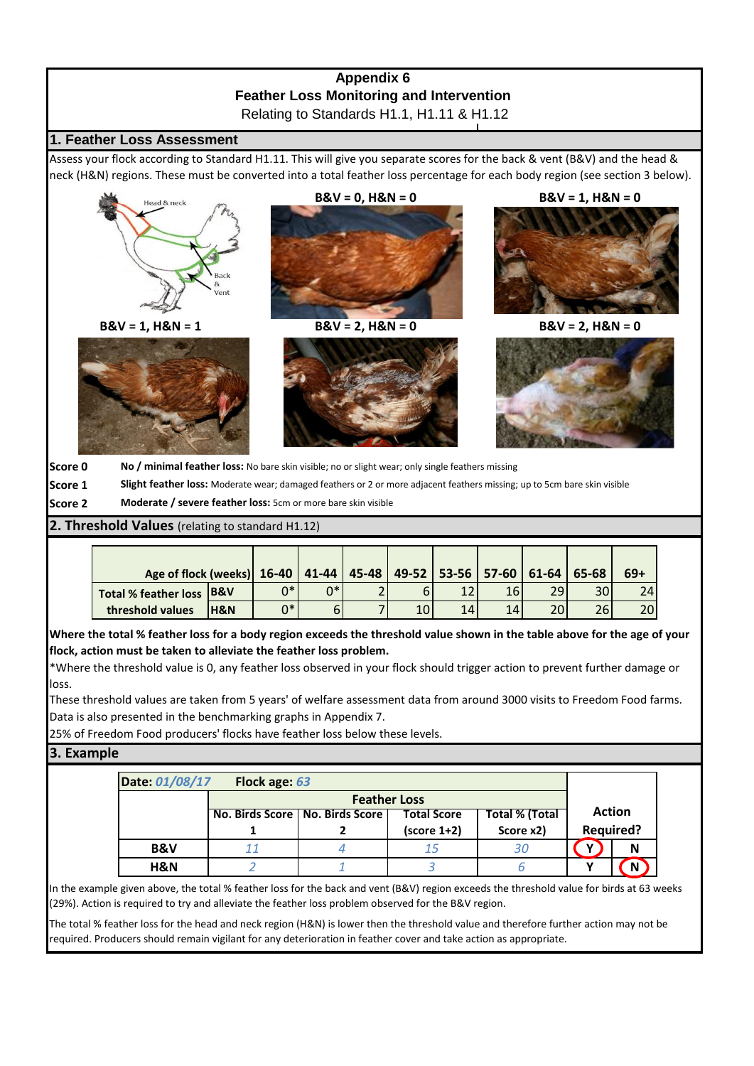# Appendix 6

## Feather Loss Monitoring and Intervention

Relating to Standards H1.1, H1.11 & H1.12

## 1. Feather Loss Assessment

Assess your flock according to Standard H1.11. This will give you separate scores for the back & vent (B&V) and the head & neck (H&N) regions. These must be converted into a total feather loss percentage for each body region (see section 3 below).

Head & neck

Back & Vent

**B&V = 0, H&N = 0**

**B&V = 1, H&N = 0**

**B&V = 1, H&N = 1**

**B&V = 2, H&N = 0**

**B&V = 2, H&N = 0**

**Score 0** **No / minimal feather loss:** No bare skin visible; no or slight wear; only single feathers missing

**Score 1** **Slight feather loss:** Moderate wear; damaged feathers or 2 or more adjacent feathers missing; up to 5cm bare skin visible

**Score 2** **Moderate / severe feather loss:** 5cm or more bare skin visible

## 2. Threshold Values (relating to standard H1.12)

| Age of flock (weeks) | | 16-40 | 41-44 | 45-48 | 49-52 | 53-56 | 57-60 | 61-64 | 65-68 | 69+ |
|---|---|---|---|---|---|---|---|---|---|---|
| Total % feather loss threshold values | B&V | 0* | 0* | 2 | 6 | 12 | 16 | 29 | 30 | 24 |
| | H&N | 0* | 6 | 7 | 10 | 14 | 14 | 20 | 26 | 20 |

**Where the total % feather loss for a body region exceeds the threshold value shown in the table above for the age of your flock, action must be taken to alleviate the feather loss problem.**

*Where the threshold value is 0, any feather loss observed in your flock should trigger action to prevent further damage or loss.

These threshold values are taken from 5 years' of welfare assessment data from around 3000 visits to Freedom Food farms. Data is also presented in the benchmarking graphs in Appendix 7.

25% of Freedom Food producers' flocks have feather loss below these levels.

## 3. Example

| Date: *01/08/17* | Flock age: *63* | | | | | |
|---|---|---|---|---|---|---|
| | Feather Loss | | | | Action Required? | |
| | No. Birds Score 1 | No. Birds Score 2 | Total Score (score 1+2) | Total % (Total Score x2) | | |
| **B&V** | *11* | *4* | *15* | *30* | **Y** (circled) | **N** |
| **H&N** | *2* | *1* | *3* | *6* | **Y** | **N** (circled) |

In the example given above, the total % feather loss for the back and vent (B&V) region exceeds the threshold value for birds at 63 weeks (29%). Action is required to try and alleviate the feather loss problem observed for the B&V region.

The total % feather loss for the head and neck region (H&N) is lower then the threshold value and therefore further action may not be required. Producers should remain vigilant for any deterioration in feather cover and take action as appropriate.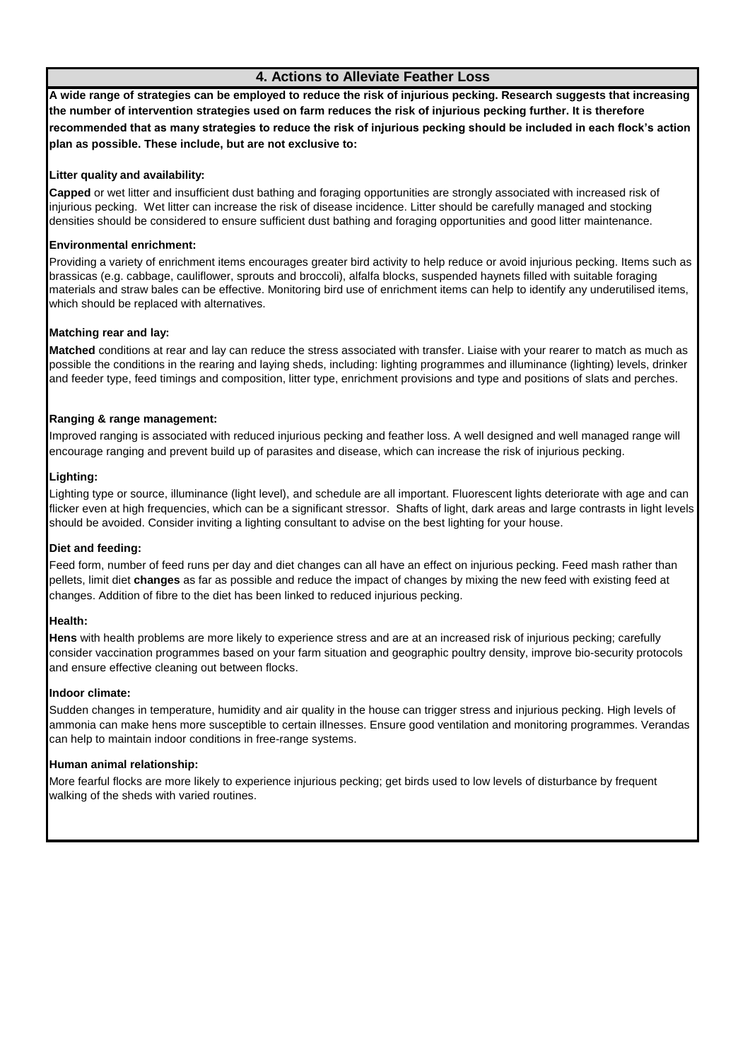## 4. Actions to Alleviate Feather Loss

**A wide range of strategies can be employed to reduce the risk of injurious pecking. Research suggests that increasing the number of intervention strategies used on farm reduces the risk of injurious pecking further. It is therefore recommended that as many strategies to reduce the risk of injurious pecking should be included in each flock's action plan as possible. These include, but are not exclusive to:**

**Litter quality and availability:**

**Capped** or wet litter and insufficient dust bathing and foraging opportunities are strongly associated with increased risk of injurious pecking. Wet litter can increase the risk of disease incidence. Litter should be carefully managed and stocking densities should be considered to ensure sufficient dust bathing and foraging opportunities and good litter maintenance.

**Environmental enrichment:**

Providing a variety of enrichment items encourages greater bird activity to help reduce or avoid injurious pecking. Items such as brassicas (e.g. cabbage, cauliflower, sprouts and broccoli), alfalfa blocks, suspended haynets filled with suitable foraging materials and straw bales can be effective. Monitoring bird use of enrichment items can help to identify any underutilised items, which should be replaced with alternatives.

**Matching rear and lay:**

**Matched** conditions at rear and lay can reduce the stress associated with transfer. Liaise with your rearer to match as much as possible the conditions in the rearing and laying sheds, including: lighting programmes and illuminance (lighting) levels, drinker and feeder type, feed timings and composition, litter type, enrichment provisions and type and positions of slats and perches.

**Ranging & range management:**

Improved ranging is associated with reduced injurious pecking and feather loss. A well designed and well managed range will encourage ranging and prevent build up of parasites and disease, which can increase the risk of injurious pecking.

**Lighting:**

Lighting type or source, illuminance (light level), and schedule are all important. Fluorescent lights deteriorate with age and can flicker even at high frequencies, which can be a significant stressor. Shafts of light, dark areas and large contrasts in light levels should be avoided. Consider inviting a lighting consultant to advise on the best lighting for your house.

**Diet and feeding:**

Feed form, number of feed runs per day and diet changes can all have an effect on injurious pecking. Feed mash rather than pellets, limit diet **changes** as far as possible and reduce the impact of changes by mixing the new feed with existing feed at changes. Addition of fibre to the diet has been linked to reduced injurious pecking.

**Health:**

**Hens** with health problems are more likely to experience stress and are at an increased risk of injurious pecking; carefully consider vaccination programmes based on your farm situation and geographic poultry density, improve bio-security protocols and ensure effective cleaning out between flocks.

**Indoor climate:**

Sudden changes in temperature, humidity and air quality in the house can trigger stress and injurious pecking. High levels of ammonia can make hens more susceptible to certain illnesses. Ensure good ventilation and monitoring programmes. Verandas can help to maintain indoor conditions in free-range systems.

**Human animal relationship:**

More fearful flocks are more likely to experience injurious pecking; get birds used to low levels of disturbance by frequent walking of the sheds with varied routines.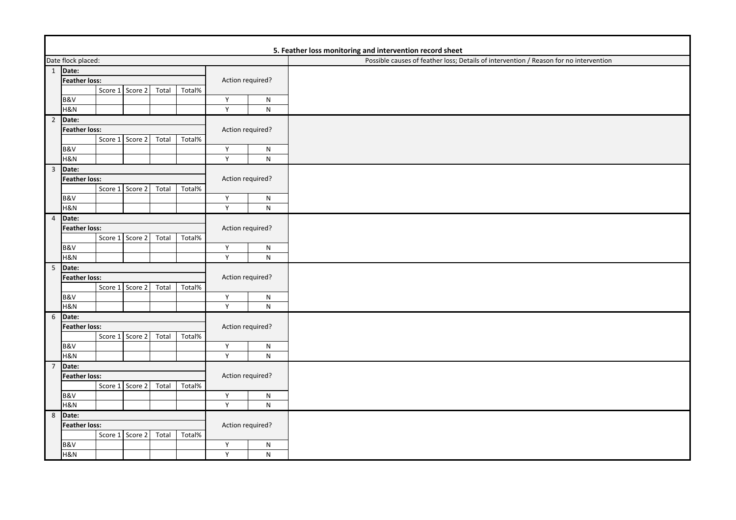# 5. Feather loss monitoring and intervention record sheet

| Date flock placed: | | | | | | | | Possible causes of feather loss; Details of intervention / Reason for no intervention |
|---|---|---|---|---|---|---|---|---|
| 1 | **Date:** | | | | | | | |
| | **Feather loss:** | | | | | Action required? | | |
| | | Score 1 | Score 2 | Total | Total% | | | |
| | B&V | | | | | Y | N | |
| | H&N | | | | | Y | N | |
| 2 | **Date:** | | | | | | | |
| | **Feather loss:** | | | | | Action required? | | |
| | | Score 1 | Score 2 | Total | Total% | | | |
| | B&V | | | | | Y | N | |
| | H&N | | | | | Y | N | |
| 3 | **Date:** | | | | | | | |
| | **Feather loss:** | | | | | Action required? | | |
| | | Score 1 | Score 2 | Total | Total% | | | |
| | B&V | | | | | Y | N | |
| | H&N | | | | | Y | N | |
| 4 | **Date:** | | | | | | | |
| | **Feather loss:** | | | | | Action required? | | |
| | | Score 1 | Score 2 | Total | Total% | | | |
| | B&V | | | | | Y | N | |
| | H&N | | | | | Y | N | |
| 5 | **Date:** | | | | | | | |
| | **Feather loss:** | | | | | Action required? | | |
| | | Score 1 | Score 2 | Total | Total% | | | |
| | B&V | | | | | Y | N | |
| | H&N | | | | | Y | N | |
| 6 | **Date:** | | | | | | | |
| | **Feather loss:** | | | | | Action required? | | |
| | | Score 1 | Score 2 | Total | Total% | | | |
| | B&V | | | | | Y | N | |
| | H&N | | | | | Y | N | |
| 7 | **Date:** | | | | | | | |
| | **Feather loss:** | | | | | Action required? | | |
| | | Score 1 | Score 2 | Total | Total% | | | |
| | B&V | | | | | Y | N | |
| | H&N | | | | | Y | N | |
| 8 | **Date:** | | | | | | | |
| | **Feather loss:** | | | | | Action required? | | |
| | | Score 1 | Score 2 | Total | Total% | | | |
| | B&V | | | | | Y | N | |
| | H&N | | | | | Y | N | |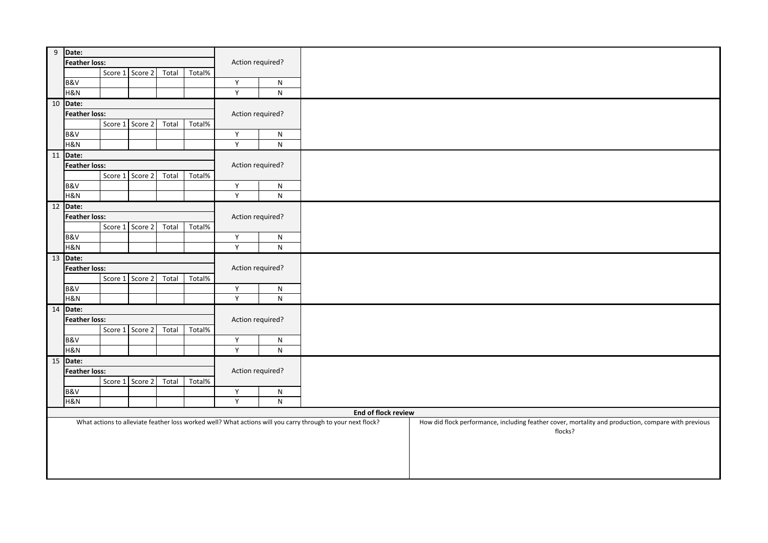| | | | | | | | | |
|---|---|---|---|---|---|---|---|---|
| 9 | **Date:** | | | | | | | |
| | **Feather loss:** | | | | | Action required? | | |
| | | Score 1 | Score 2 | Total | Total% | | | |
| | B&V | | | | | Y | N | |
| | H&N | | | | | Y | N | |
| 10 | **Date:** | | | | | | | |
| | **Feather loss:** | | | | | Action required? | | |
| | | Score 1 | Score 2 | Total | Total% | | | |
| | B&V | | | | | Y | N | |
| | H&N | | | | | Y | N | |
| 11 | **Date:** | | | | | | | |
| | **Feather loss:** | | | | | Action required? | | |
| | | Score 1 | Score 2 | Total | Total% | | | |
| | B&V | | | | | Y | N | |
| | H&N | | | | | Y | N | |
| 12 | **Date:** | | | | | | | |
| | **Feather loss:** | | | | | Action required? | | |
| | | Score 1 | Score 2 | Total | Total% | | | |
| | B&V | | | | | Y | N | |
| | H&N | | | | | Y | N | |
| 13 | **Date:** | | | | | | | |
| | **Feather loss:** | | | | | Action required? | | |
| | | Score 1 | Score 2 | Total | Total% | | | |
| | B&V | | | | | Y | N | |
| | H&N | | | | | Y | N | |
| 14 | **Date:** | | | | | | | |
| | **Feather loss:** | | | | | Action required? | | |
| | | Score 1 | Score 2 | Total | Total% | | | |
| | B&V | | | | | Y | N | |
| | H&N | | | | | Y | N | |
| 15 | **Date:** | | | | | | | |
| | **Feather loss:** | | | | | Action required? | | |
| | | Score 1 | Score 2 | Total | Total% | | | |
| | B&V | | | | | Y | N | |
| | H&N | | | | | Y | N | |

**End of flock review**

| What actions to alleviate feather loss worked well? What actions will you carry through to your next flock? | How did flock performance, including feather cover, mortality and production, compare with previous flocks? |
|---|---|
| | |